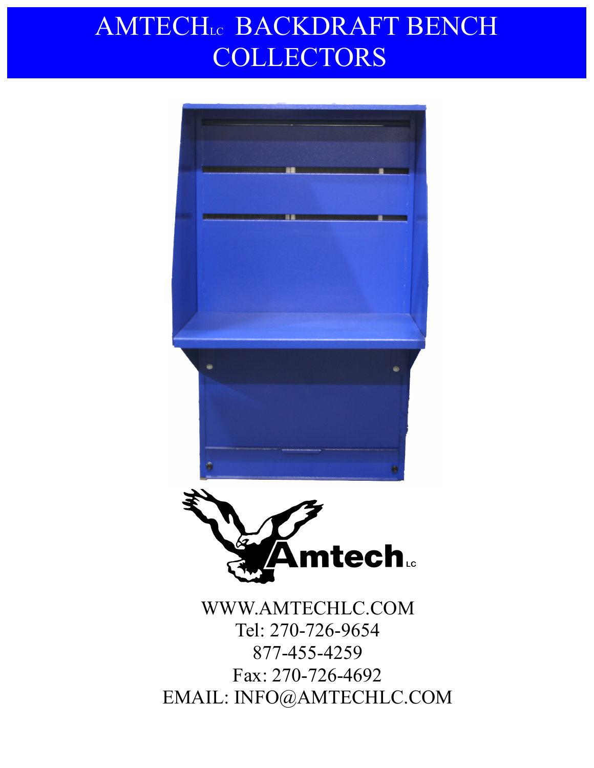# AMTECH[LC] BACKDRAFT BENCH COLLECTORS

Amtech[LC]

WWW.AMTECHLC.COM
Tel: 270-726-9654
877-455-4259
Fax: 270-726-4692
EMAIL: INFO@AMTECHLC.COM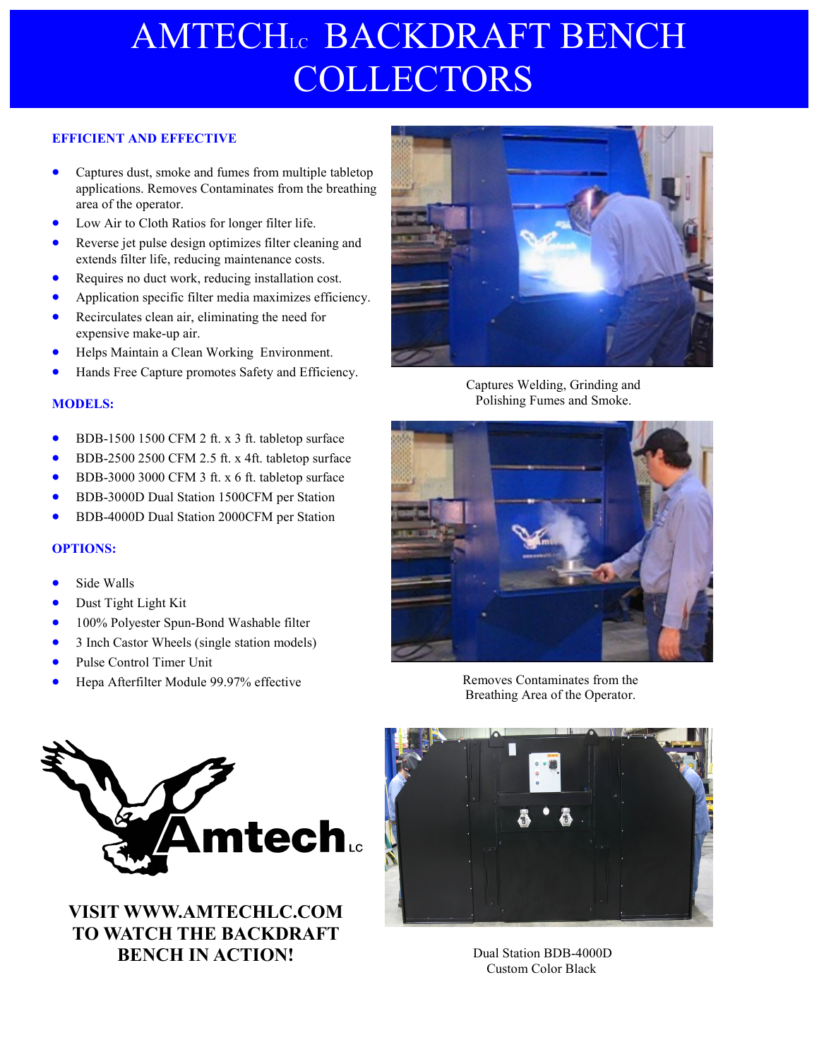# AMTECHLC BACKDRAFT BENCH COLLECTORS

### EFFICIENT AND EFFECTIVE

- Captures dust, smoke and fumes from multiple tabletop applications. Removes Contaminates from the breathing area of the operator.
- Low Air to Cloth Ratios for longer filter life.
- Reverse jet pulse design optimizes filter cleaning and extends filter life, reducing maintenance costs.
- Requires no duct work, reducing installation cost.
- Application specific filter media maximizes efficiency.
- Recirculates clean air, eliminating the need for expensive make-up air.
- Helps Maintain a Clean Working Environment.
- Hands Free Capture promotes Safety and Efficiency.

Captures Welding, Grinding and Polishing Fumes and Smoke.

### MODELS:

- BDB-1500 1500 CFM 2 ft. x 3 ft. tabletop surface
- BDB-2500 2500 CFM 2.5 ft. x 4ft. tabletop surface
- BDB-3000 3000 CFM 3 ft. x 6 ft. tabletop surface
- BDB-3000D Dual Station 1500CFM per Station
- BDB-4000D Dual Station 2000CFM per Station

### OPTIONS:

- Side Walls
- Dust Tight Light Kit
- 100% Polyester Spun-Bond Washable filter
- 3 Inch Castor Wheels (single station models)
- Pulse Control Timer Unit
- Hepa Afterfilter Module 99.97% effective

Removes Contaminates from the Breathing Area of the Operator.

Amtech LC

**VISIT WWW.AMTECHLC.COM TO WATCH THE BACKDRAFT BENCH IN ACTION!**

Dual Station BDB-4000D
Custom Color Black